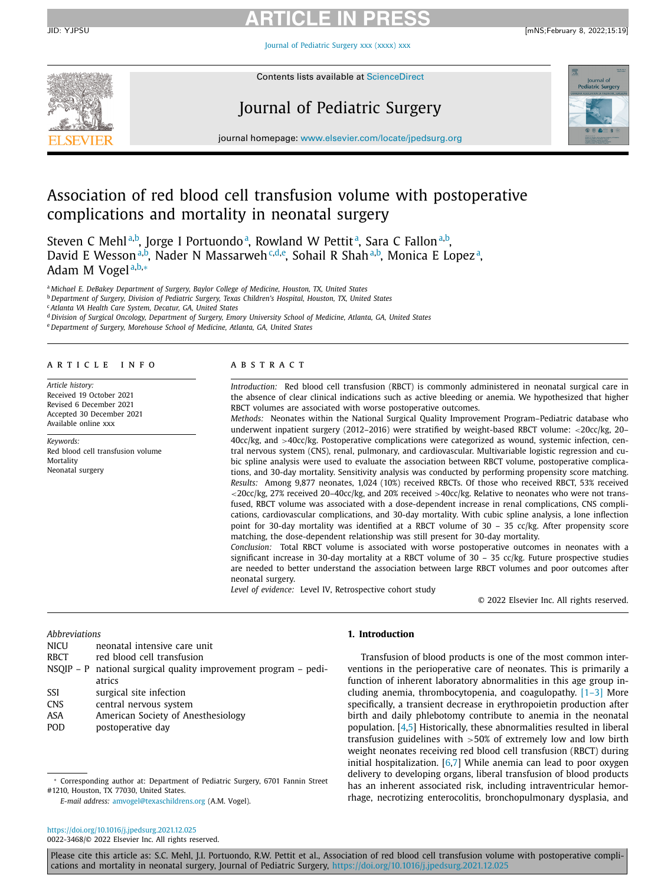# Association of red blood cell transfusion volume with postoperative complications and mortality in neonatal surgery

Steven C Mehl[a,b], Jorge I Portuondo[a], Rowland W Pettit[a], Sara C Fallon[a,b], David E Wesson[a,b], Nader N Massarweh[c,d,e], Sohail R Shah[a,b], Monica E Lopez[a], Adam M Vogel[a,b,*]

[a] Michael E. DeBakey Department of Surgery, Baylor College of Medicine, Houston, TX, United States
[b] Department of Surgery, Division of Pediatric Surgery, Texas Children's Hospital, Houston, TX, United States
[c] Atlanta VA Health Care System, Decatur, GA, United States
[d] Division of Surgical Oncology, Department of Surgery, Emory University School of Medicine, Atlanta, GA, United States
[e] Department of Surgery, Morehouse School of Medicine, Atlanta, GA, United States

## ARTICLE INFO

*Article history:*
Received 19 October 2021
Revised 6 December 2021
Accepted 30 December 2021
Available online xxx

*Keywords:*
Red blood cell transfusion volume
Mortality
Neonatal surgery

## ABSTRACT

*Introduction:* Red blood cell transfusion (RBCT) is commonly administered in neonatal surgical care in the absence of clear clinical indications such as active bleeding or anemia. We hypothesized that higher RBCT volumes are associated with worse postoperative outcomes.

*Methods:* Neonates within the National Surgical Quality Improvement Program–Pediatric database who underwent inpatient surgery (2012–2016) were stratified by weight-based RBCT volume: <20cc/kg, 20–40cc/kg, and >40cc/kg. Postoperative complications were categorized as wound, systemic infection, central nervous system (CNS), renal, pulmonary, and cardiovascular. Multivariable logistic regression and cubic spline analysis were used to evaluate the association between RBCT volume, postoperative complications, and 30-day mortality. Sensitivity analysis was conducted by performing propensity score matching.

*Results:* Among 9,877 neonates, 1,024 (10%) received RBCTs. Of those who received RBCT, 53% received <20cc/kg, 27% received 20–40cc/kg, and 20% received >40cc/kg. Relative to neonates who were not transfused, RBCT volume was associated with a dose-dependent increase in renal complications, CNS complications, cardiovascular complications, and 30-day mortality. With cubic spline analysis, a lone inflection point for 30-day mortality was identified at a RBCT volume of 30 – 35 cc/kg. After propensity score matching, the dose-dependent relationship was still present for 30-day mortality.

*Conclusion:* Total RBCT volume is associated with worse postoperative outcomes in neonates with a significant increase in 30-day mortality at a RBCT volume of 30 – 35 cc/kg. Future prospective studies are needed to better understand the association between large RBCT volumes and poor outcomes after neonatal surgery.

*Level of evidence:* Level IV, Retrospective cohort study

© 2022 Elsevier Inc. All rights reserved.

*Abbreviations*

| | |
|---|---|
| NICU | neonatal intensive care unit |
| RBCT | red blood cell transfusion |
| NSQIP – P | national surgical quality improvement program – pediatrics |
| SSI | surgical site infection |
| CNS | central nervous system |
| ASA | American Society of Anesthesiology |
| POD | postoperative day |

## 1. Introduction

Transfusion of blood products is one of the most common interventions in the perioperative care of neonates. This is primarily a function of inherent laboratory abnormalities in this age group including anemia, thrombocytopenia, and coagulopathy. [1–3] More specifically, a transient decrease in erythropoietin production after birth and daily phlebotomy contribute to anemia in the neonatal population. [4,5] Historically, these abnormalities resulted in liberal transfusion guidelines with >50% of extremely low and low birth weight neonates receiving red blood cell transfusion (RBCT) during initial hospitalization. [6,7] While anemia can lead to poor oxygen delivery to developing organs, liberal transfusion of blood products has an inherent associated risk, including intraventricular hemorrhage, necrotizing enterocolitis, bronchopulmonary dysplasia, and

* Corresponding author at: Department of Pediatric Surgery, 6701 Fannin Street #1210, Houston, TX 77030, United States.
*E-mail address:* amvogel@texaschildrens.org (A.M. Vogel).

https://doi.org/10.1016/j.jpedsurg.2021.12.025
0022-3468/© 2022 Elsevier Inc. All rights reserved.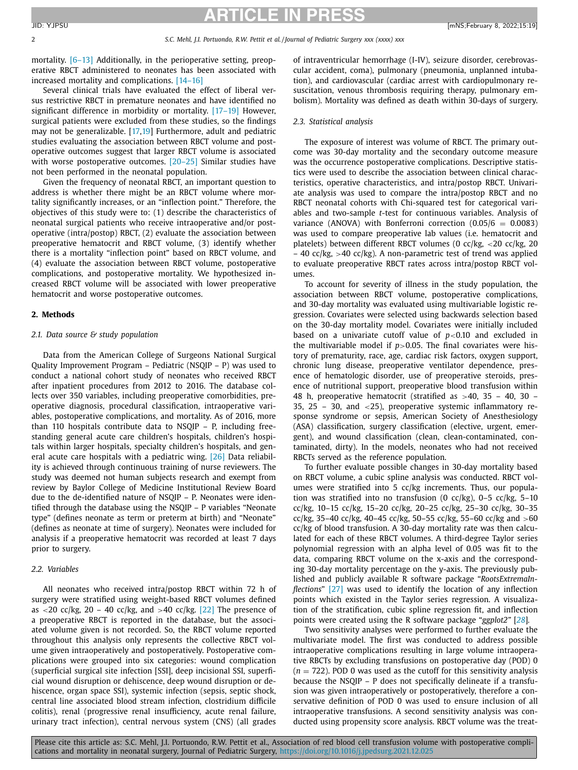mortality. [6–13] Additionally, in the perioperative setting, preoperative RBCT administered to neonates has been associated with increased mortality and complications. [14–16]

Several clinical trials have evaluated the effect of liberal versus restrictive RBCT in premature neonates and have identified no significant difference in morbidity or mortality. [17–19] However, surgical patients were excluded from these studies, so the findings may not be generalizable. [17,19] Furthermore, adult and pediatric studies evaluating the association between RBCT volume and postoperative outcomes suggest that larger RBCT volume is associated with worse postoperative outcomes. [20–25] Similar studies have not been performed in the neonatal population.

Given the frequency of neonatal RBCT, an important question to address is whether there might be an RBCT volume where mortality significantly increases, or an "inflection point." Therefore, the objectives of this study were to: (1) describe the characteristics of neonatal surgical patients who receive intraoperative and/or postoperative (intra/postop) RBCT, (2) evaluate the association between preoperative hematocrit and RBCT volume, (3) identify whether there is a mortality "inflection point" based on RBCT volume, and (4) evaluate the association between RBCT volume, postoperative complications, and postoperative mortality. We hypothesized increased RBCT volume will be associated with lower preoperative hematocrit and worse postoperative outcomes.

## 2. Methods

### 2.1. Data source & study population

Data from the American College of Surgeons National Surgical Quality Improvement Program – Pediatric (NSQIP – P) was used to conduct a national cohort study of neonates who received RBCT after inpatient procedures from 2012 to 2016. The database collects over 350 variables, including preoperative comorbidities, preoperative diagnosis, procedural classification, intraoperative variables, postoperative complications, and mortality. As of 2016, more than 110 hospitals contribute data to NSQIP – P, including freestanding general acute care children's hospitals, children's hospitals within larger hospitals, specialty children's hospitals, and general acute care hospitals with a pediatric wing. [26] Data reliability is achieved through continuous training of nurse reviewers. The study was deemed not human subjects research and exempt from review by Baylor College of Medicine Institutional Review Board due to the de-identified nature of NSQIP – P. Neonates were identified through the database using the NSQIP – P variables "Neonate type" (defines neonate as term or preterm at birth) and "Neonate" (defines as neonate at time of surgery). Neonates were included for analysis if a preoperative hematocrit was recorded at least 7 days prior to surgery.

### 2.2. Variables

All neonates who received intra/postop RBCT within 72 h of surgery were stratified using weight-based RBCT volumes defined as <20 cc/kg, 20 – 40 cc/kg, and >40 cc/kg. [22] The presence of a preoperative RBCT is reported in the database, but the associated volume given is not recorded. So, the RBCT volume reported throughout this analysis only represents the collective RBCT volume given intraoperatively and postoperatively. Postoperative complications were grouped into six categories: wound complication (superficial surgical site infection [SSI], deep incisional SSI, superficial wound disruption or dehiscence, deep wound disruption or dehiscence, organ space SSI), systemic infection (sepsis, septic shock, central line associated blood stream infection, clostridium difficile colitis), renal (progressive renal insufficiency, acute renal failure, urinary tract infection), central nervous system (CNS) (all grades of intraventricular hemorrhage (I-IV), seizure disorder, cerebrovascular accident, coma), pulmonary (pneumonia, unplanned intubation), and cardiovascular (cardiac arrest with cardiopulmonary resuscitation, venous thrombosis requiring therapy, pulmonary embolism). Mortality was defined as death within 30-days of surgery.

### 2.3. Statistical analysis

The exposure of interest was volume of RBCT. The primary outcome was 30-day mortality and the secondary outcome measure was the occurrence postoperative complications. Descriptive statistics were used to describe the association between clinical characteristics, operative characteristics, and intra/postop RBCT. Univariate analysis was used to compare the intra/postop RBCT and no RBCT neonatal cohorts with Chi-squared test for categorical variables and two-sample *t*-test for continuous variables. Analysis of variance (ANOVA) with Bonferroni correction ($0.05/6 = 0.0083$) was used to compare preoperative lab values (i.e. hematocrit and platelets) between different RBCT volumes (0 cc/kg, <20 cc/kg, 20 – 40 cc/kg, >40 cc/kg). A non-parametric test of trend was applied to evaluate preoperative RBCT rates across intra/postop RBCT volumes.

To account for severity of illness in the study population, the association between RBCT volume, postoperative complications, and 30-day mortality was evaluated using multivariable logistic regression. Covariates were selected using backwards selection based on the 30-day mortality model. Covariates were initially included based on a univariate cutoff value of $p<0.10$ and excluded in the multivariable model if $p>0.05$. The final covariates were history of prematurity, race, age, cardiac risk factors, oxygen support, chronic lung disease, preoperative ventilator dependence, presence of hematologic disorder, use of preoperative steroids, presence of nutritional support, preoperative blood transfusion within 48 h, preoperative hematocrit (stratified as >40, 35 – 40, 30 – 35, 25 – 30, and <25), preoperative systemic inflammatory response syndrome or sepsis, American Society of Anesthesiology (ASA) classification, surgery classification (elective, urgent, emergent), and wound classification (clean, clean-contaminated, contaminated, dirty). In the models, neonates who had not received RBCTs served as the reference population.

To further evaluate possible changes in 30-day mortality based on RBCT volume, a cubic spline analysis was conducted. RBCT volumes were stratified into 5 cc/kg increments. Thus, our population was stratified into no transfusion (0 cc/kg), 0–5 cc/kg, 5–10 cc/kg, 10–15 cc/kg, 15–20 cc/kg, 20–25 cc/kg, 25–30 cc/kg, 30–35 cc/kg, 35–40 cc/kg, 40–45 cc/kg, 50–55 cc/kg, 55–60 cc/kg and >60 cc/kg of blood transfusion. A 30-day mortality rate was then calculated for each of these RBCT volumes. A third-degree Taylor series polynomial regression with an alpha level of 0.05 was fit to the data, comparing RBCT volume on the x-axis and the corresponding 30-day mortality percentage on the y-axis. The previously published and publicly available R software package "*RootsExtremaInflections*" [27] was used to identify the location of any inflection points which existed in the Taylor series regression. A visualization of the stratification, cubic spline regression fit, and inflection points were created using the R software package "*ggplot2*" [*28*].

Two sensitivity analyses were performed to further evaluate the multivariate model. The first was conducted to address possible intraoperative complications resulting in large volume intraoperative RBCTs by excluding transfusions on postoperative day (POD) 0 ($n = 722$). POD 0 was used as the cutoff for this sensitivity analysis because the NSQIP – P does not specifically delineate if a transfusion was given intraoperatively or postoperatively, therefore a conservative definition of POD 0 was used to ensure inclusion of all intraoperative transfusions. A second sensitivity analysis was conducted using propensity score analysis. RBCT volume was the treat-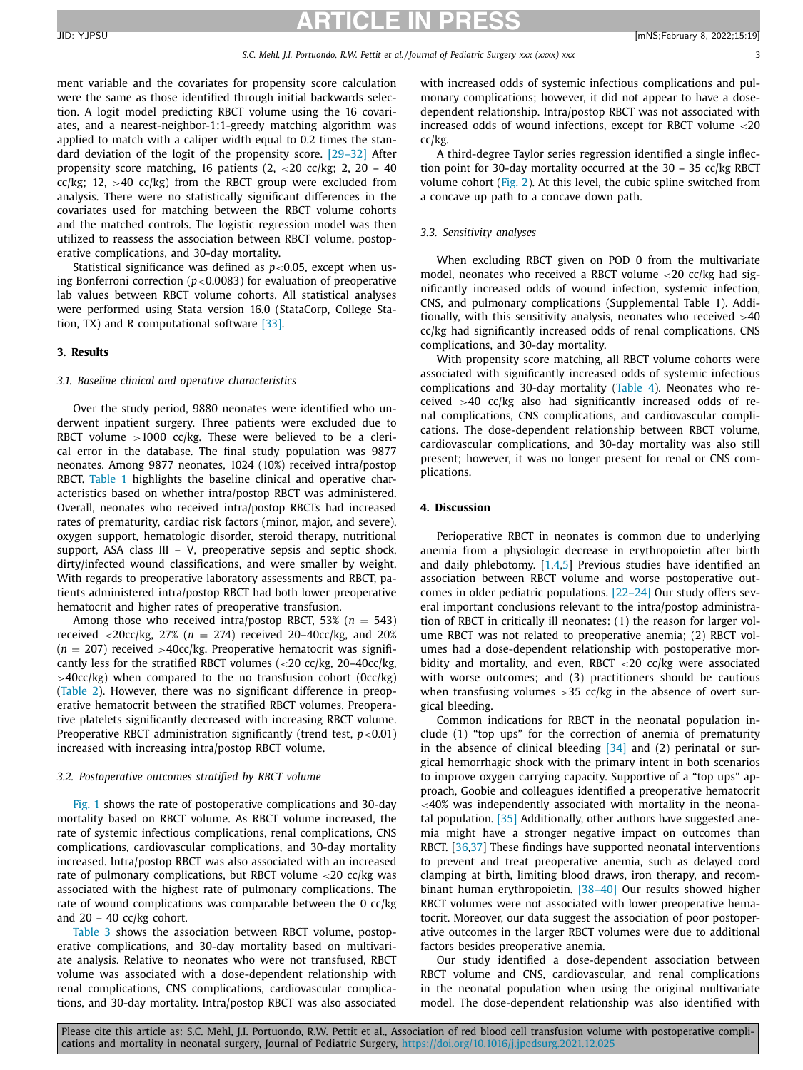ment variable and the covariates for propensity score calculation were the same as those identified through initial backwards selection. A logit model predicting RBCT volume using the 16 covariates, and a nearest-neighbor-1:1-greedy matching algorithm was applied to match with a caliper width equal to 0.2 times the standard deviation of the logit of the propensity score. [29–32] After propensity score matching, 16 patients (2, <20 cc/kg; 2, 20 – 40 cc/kg; 12, >40 cc/kg) from the RBCT group were excluded from analysis. There were no statistically significant differences in the covariates used for matching between the RBCT volume cohorts and the matched controls. The logistic regression model was then utilized to reassess the association between RBCT volume, postoperative complications, and 30-day mortality.

Statistical significance was defined as $p<0.05$, except when using Bonferroni correction ($p<0.0083$) for evaluation of preoperative lab values between RBCT volume cohorts. All statistical analyses were performed using Stata version 16.0 (StataCorp, College Station, TX) and R computational software [33].

## 3. Results

### 3.1. Baseline clinical and operative characteristics

Over the study period, 9880 neonates were identified who underwent inpatient surgery. Three patients were excluded due to RBCT volume >1000 cc/kg. These were believed to be a clerical error in the database. The final study population was 9877 neonates. Among 9877 neonates, 1024 (10%) received intra/postop RBCT. Table 1 highlights the baseline clinical and operative characteristics based on whether intra/postop RBCT was administered. Overall, neonates who received intra/postop RBCTs had increased rates of prematurity, cardiac risk factors (minor, major, and severe), oxygen support, hematologic disorder, steroid therapy, nutritional support, ASA class III – V, preoperative sepsis and septic shock, dirty/infected wound classifications, and were smaller by weight. With regards to preoperative laboratory assessments and RBCT, patients administered intra/postop RBCT had both lower preoperative hematocrit and higher rates of preoperative transfusion.

Among those who received intra/postop RBCT, 53% ($n$ = 543) received <20cc/kg, 27% ($n$ = 274) received 20–40cc/kg, and 20% ($n$ = 207) received >40cc/kg. Preoperative hematocrit was significantly less for the stratified RBCT volumes (<20 cc/kg, 20–40cc/kg, >40cc/kg) when compared to the no transfusion cohort (0cc/kg) (Table 2). However, there was no significant difference in preoperative hematocrit between the stratified RBCT volumes. Preoperative platelets significantly decreased with increasing RBCT volume. Preoperative RBCT administration significantly (trend test, $p<0.01$) increased with increasing intra/postop RBCT volume.

### 3.2. Postoperative outcomes stratified by RBCT volume

Fig. 1 shows the rate of postoperative complications and 30-day mortality based on RBCT volume. As RBCT volume increased, the rate of systemic infectious complications, renal complications, CNS complications, cardiovascular complications, and 30-day mortality increased. Intra/postop RBCT was also associated with an increased rate of pulmonary complications, but RBCT volume <20 cc/kg was associated with the highest rate of pulmonary complications. The rate of wound complications was comparable between the 0 cc/kg and 20 – 40 cc/kg cohort.

Table 3 shows the association between RBCT volume, postoperative complications, and 30-day mortality based on multivariate analysis. Relative to neonates who were not transfused, RBCT volume was associated with a dose-dependent relationship with renal complications, CNS complications, cardiovascular complications, and 30-day mortality. Intra/postop RBCT was also associated with increased odds of systemic infectious complications and pulmonary complications; however, it did not appear to have a dose-dependent relationship. Intra/postop RBCT was not associated with increased odds of wound infections, except for RBCT volume <20 cc/kg.

A third-degree Taylor series regression identified a single inflection point for 30-day mortality occurred at the 30 – 35 cc/kg RBCT volume cohort (Fig. 2). At this level, the cubic spline switched from a concave up path to a concave down path.

### 3.3. Sensitivity analyses

When excluding RBCT given on POD 0 from the multivariate model, neonates who received a RBCT volume <20 cc/kg had significantly increased odds of wound infection, systemic infection, CNS, and pulmonary complications (Supplemental Table 1). Additionally, with this sensitivity analysis, neonates who received >40 cc/kg had significantly increased odds of renal complications, CNS complications, and 30-day mortality.

With propensity score matching, all RBCT volume cohorts were associated with significantly increased odds of systemic infectious complications and 30-day mortality (Table 4). Neonates who received >40 cc/kg also had significantly increased odds of renal complications, CNS complications, and cardiovascular complications. The dose-dependent relationship between RBCT volume, cardiovascular complications, and 30-day mortality was also still present; however, it was no longer present for renal or CNS complications.

## 4. Discussion

Perioperative RBCT in neonates is common due to underlying anemia from a physiologic decrease in erythropoietin after birth and daily phlebotomy. [1,4,5] Previous studies have identified an association between RBCT volume and worse postoperative outcomes in older pediatric populations. [22–24] Our study offers several important conclusions relevant to the intra/postop administration of RBCT in critically ill neonates: (1) the reason for larger volume RBCT was not related to preoperative anemia; (2) RBCT volumes had a dose-dependent relationship with postoperative morbidity and mortality, and even, RBCT <20 cc/kg were associated with worse outcomes; and (3) practitioners should be cautious when transfusing volumes >35 cc/kg in the absence of overt surgical bleeding.

Common indications for RBCT in the neonatal population include (1) "top ups" for the correction of anemia of prematurity in the absence of clinical bleeding [34] and (2) perinatal or surgical hemorrhagic shock with the primary intent in both scenarios to improve oxygen carrying capacity. Supportive of a "top ups" approach, Goobie and colleagues identified a preoperative hematocrit <40% was independently associated with mortality in the neonatal population. [35] Additionally, other authors have suggested anemia might have a stronger negative impact on outcomes than RBCT. [36,37] These findings have supported neonatal interventions to prevent and treat preoperative anemia, such as delayed cord clamping at birth, limiting blood draws, iron therapy, and recombinant human erythropoietin. [38–40] Our results showed higher RBCT volumes were not associated with lower preoperative hematocrit. Moreover, our data suggest the association of poor postoperative outcomes in the larger RBCT volumes were due to additional factors besides preoperative anemia.

Our study identified a dose-dependent association between RBCT volume and CNS, cardiovascular, and renal complications in the neonatal population when using the original multivariate model. The dose-dependent relationship was also identified with

Please cite this article as: S.C. Mehl, J.I. Portuondo, R.W. Pettit et al., Association of red blood cell transfusion volume with postoperative complications and mortality in neonatal surgery, Journal of Pediatric Surgery, https://doi.org/10.1016/j.jpedsurg.2021.12.025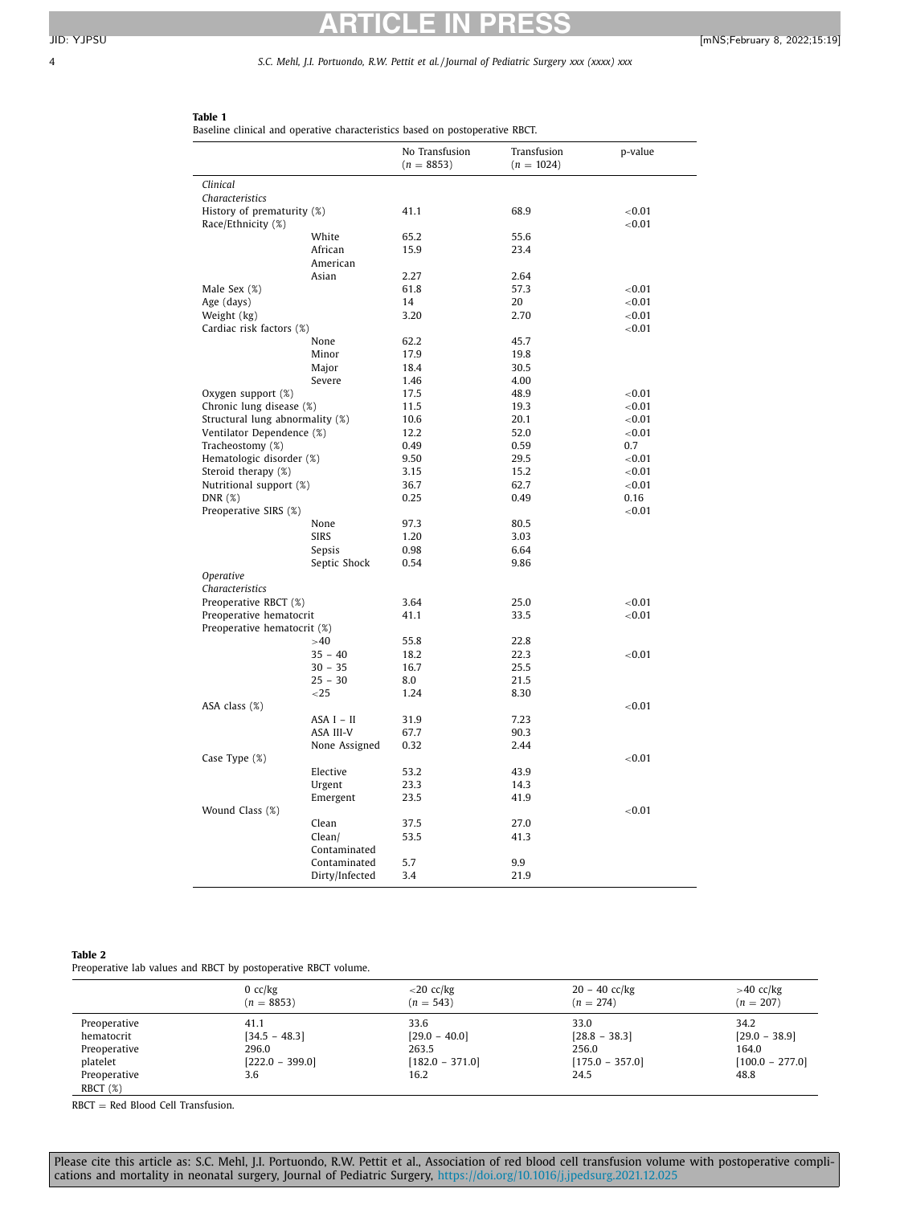**Table 1**
Baseline clinical and operative characteristics based on postoperative RBCT.

| | | No Transfusion ($n = 8853$) | Transfusion ($n = 1024$) | p-value |
|---|---|---|---|---|
| *Clinical Characteristics* | | | | |
| History of prematurity (%) | | 41.1 | 68.9 | <0.01 |
| Race/Ethnicity (%) | | | | <0.01 |
| | White | 65.2 | 55.6 | |
| | African American | 15.9 | 23.4 | |
| | Asian | 2.27 | 2.64 | |
| Male Sex (%) | | 61.8 | 57.3 | <0.01 |
| Age (days) | | 14 | 20 | <0.01 |
| Weight (kg) | | 3.20 | 2.70 | <0.01 |
| Cardiac risk factors (%) | | | | <0.01 |
| | None | 62.2 | 45.7 | |
| | Minor | 17.9 | 19.8 | |
| | Major | 18.4 | 30.5 | |
| | Severe | 1.46 | 4.00 | |
| Oxygen support (%) | | 17.5 | 48.9 | <0.01 |
| Chronic lung disease (%) | | 11.5 | 19.3 | <0.01 |
| Structural lung abnormality (%) | | 10.6 | 20.1 | <0.01 |
| Ventilator Dependence (%) | | 12.2 | 52.0 | <0.01 |
| Tracheostomy (%) | | 0.49 | 0.59 | 0.7 |
| Hematologic disorder (%) | | 9.50 | 29.5 | <0.01 |
| Steroid therapy (%) | | 3.15 | 15.2 | <0.01 |
| Nutritional support (%) | | 36.7 | 62.7 | <0.01 |
| DNR (%) | | 0.25 | 0.49 | 0.16 |
| Preoperative SIRS (%) | | | | <0.01 |
| | None | 97.3 | 80.5 | |
| | SIRS | 1.20 | 3.03 | |
| | Sepsis | 0.98 | 6.64 | |
| | Septic Shock | 0.54 | 9.86 | |
| *Operative Characteristics* | | | | |
| Preoperative RBCT (%) | | 3.64 | 25.0 | <0.01 |
| Preoperative hematocrit | | 41.1 | 33.5 | <0.01 |
| Preoperative hematocrit (%) | | | | |
| | >40 | 55.8 | 22.8 | |
| | 35 – 40 | 18.2 | 22.3 | <0.01 |
| | 30 – 35 | 16.7 | 25.5 | |
| | 25 – 30 | 8.0 | 21.5 | |
| | <25 | 1.24 | 8.30 | |
| ASA class (%) | | | | <0.01 |
| | ASA I – II | 31.9 | 7.23 | |
| | ASA III-V | 67.7 | 90.3 | |
| | None Assigned | 0.32 | 2.44 | |
| Case Type (%) | | | | <0.01 |
| | Elective | 53.2 | 43.9 | |
| | Urgent | 23.3 | 14.3 | |
| | Emergent | 23.5 | 41.9 | |
| Wound Class (%) | | | | <0.01 |
| | Clean | 37.5 | 27.0 | |
| | Clean/ Contaminated | 53.5 | 41.3 | |
| | Contaminated | 5.7 | 9.9 | |
| | Dirty/Infected | 3.4 | 21.9 | |

**Table 2**
Preoperative lab values and RBCT by postoperative RBCT volume.

| | 0 cc/kg ($n = 8853$) | <20 cc/kg ($n = 543$) | 20 – 40 cc/kg ($n = 274$) | >40 cc/kg ($n = 207$) |
|---|---|---|---|---|
| Preoperative hematocrit | 41.1 [34.5 – 48.3] | 33.6 [29.0 – 40.0] | 33.0 [28.8 – 38.3] | 34.2 [29.0 – 38.9] |
| Preoperative platelet | 296.0 [222.0 – 399.0] | 263.5 [182.0 – 371.0] | 256.0 [175.0 – 357.0] | 164.0 [100.0 – 277.0] |
| Preoperative RBCT (%) | 3.6 | 16.2 | 24.5 | 48.8 |

RBCT = Red Blood Cell Transfusion.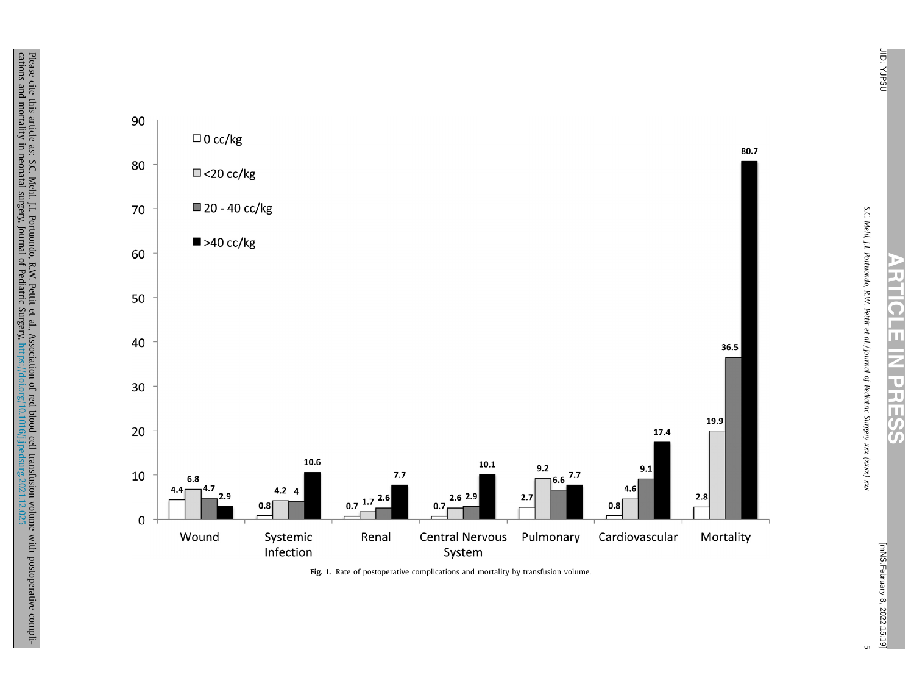| | Wound | Systemic Infection | Renal | Central Nervous System | Pulmonary | Cardiovascular | Mortality |
|---|---|---|---|---|---|---|---|
| 0 cc/kg | 4.4 | 0.8 | 0.7 | 0.7 | 2.7 | 0.8 | 2.8 |
| <20 cc/kg | 6.8 | 4.2 | 1.7 | 2.6 | 9.2 | 4.6 | 19.9 |
| 20 - 40 cc/kg | 4.7 | 4 | 2.6 | 2.9 | 6.6 | 9.1 | 36.5 |
| >40 cc/kg | 2.9 | 10.6 | 7.7 | 10.1 | 7.7 | 17.4 | 80.7 |

**Fig. 1.** Rate of postoperative complications and mortality by transfusion volume.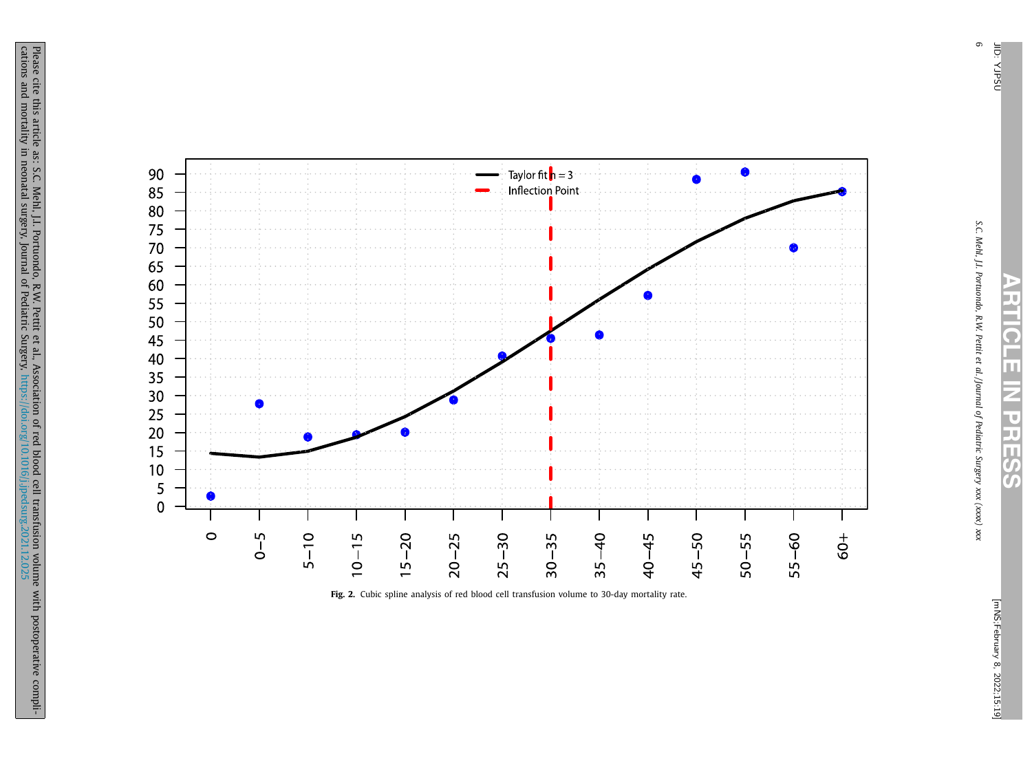Fig. 2. Cubic spline analysis of red blood cell transfusion volume to 30-day mortality rate.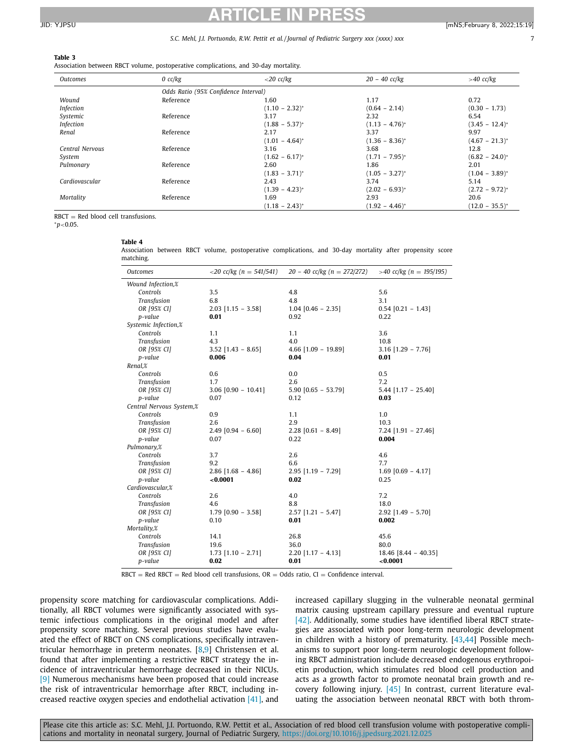**Table 3**
Association between RBCT volume, postoperative complications, and 30-day mortality.

| Outcomes | 0 cc/kg | <20 cc/kg | 20 – 40 cc/kg | >40 cc/kg |
|---|---|---|---|---|
| | Odds Ratio (95% Confidence Interval) | | | |
| Wound Infection | Reference | 1.60 (1.10 – 2.32)* | 1.17 (0.64 – 2.14) | 0.72 (0.30 – 1.73) |
| Systemic Infection | Reference | 3.17 (1.88 – 5.37)* | 2.32 (1.13 – 4.76)* | 6.54 (3.45 – 12.4)* |
| Renal | Reference | 2.17 (1.01 – 4.64)* | 3.37 (1.36 – 8.36)* | 9.97 (4.67 – 21.3)* |
| Central Nervous System | Reference | 3.16 (1.62 – 6.17)* | 3.68 (1.71 – 7.95)* | 12.8 (6.82 – 24.0)* |
| Pulmonary | Reference | 2.60 (1.83 – 3.71)* | 1.86 (1.05 – 3.27)* | 2.01 (1.04 – 3.89)* |
| Cardiovascular | Reference | 2.43 (1.39 – 4.23)* | 3.74 (2.02 – 6.93)* | 5.14 (2.72 – 9.72)* |
| Mortality | Reference | 1.69 (1.18 – 2.43)* | 2.93 (1.92 – 4.46)* | 20.6 (12.0 – 35.5)* |

RBCT = Red blood cell transfusions.
*$p<0.05$.

**Table 4**
Association between RBCT volume, postoperative complications, and 30-day mortality after propensity score matching.

| Outcomes | <20 cc/kg (n = 541/541) | 20 – 40 cc/kg (n = 272/272) | >40 cc/kg (n = 195/195) |
|---|---|---|---|
| *Wound Infection,%* | | | |
| Controls | 3.5 | 4.8 | 5.6 |
| Transfusion | 6.8 | 4.8 | 3.1 |
| OR [95% CI] | 2.03 [1.15 – 3.58] | 1.04 [0.46 – 2.35] | 0.54 [0.21 – 1.43] |
| p-value | **0.01** | 0.92 | 0.22 |
| *Systemic Infection,%* | | | |
| Controls | 1.1 | 1.1 | 3.6 |
| Transfusion | 4.3 | 4.0 | 10.8 |
| OR [95% CI] | 3.52 [1.43 – 8.65] | 4.66 [1.09 – 19.89] | 3.16 [1.29 – 7.76] |
| p-value | **0.006** | **0.04** | **0.01** |
| *Renal,%* | | | |
| Controls | 0.6 | 0.0 | 0.5 |
| Transfusion | 1.7 | 2.6 | 7.2 |
| OR [95% CI] | 3.06 [0.90 – 10.41] | 5.90 [0.65 – 53.79] | 5.44 [1.17 – 25.40] |
| p-value | 0.07 | 0.12 | **0.03** |
| *Central Nervous System,%* | | | |
| Controls | 0.9 | 1.1 | 1.0 |
| Transfusion | 2.6 | 2.9 | 10.3 |
| OR [95% CI] | 2.49 [0.94 – 6.60] | 2.28 [0.61 – 8.49] | 7.24 [1.91 – 27.46] |
| p-value | 0.07 | 0.22 | **0.004** |
| *Pulmonary,%* | | | |
| Controls | 3.7 | 2.6 | 4.6 |
| Transfusion | 9.2 | 6.6 | 7.7 |
| OR [95% CI] | 2.86 [1.68 – 4.86] | 2.95 [1.19 – 7.29] | 1.69 [0.69 – 4.17] |
| p-value | **<0.0001** | **0.02** | 0.25 |
| *Cardiovascular,%* | | | |
| Controls | 2.6 | 4.0 | 7.2 |
| Transfusion | 4.6 | 8.8 | 18.0 |
| OR [95% CI] | 1.79 [0.90 – 3.58] | 2.57 [1.21 – 5.47] | 2.92 [1.49 – 5.70] |
| p-value | 0.10 | **0.01** | **0.002** |
| *Mortality,%* | | | |
| Controls | 14.1 | 26.8 | 45.6 |
| Transfusion | 19.6 | 36.0 | 80.0 |
| OR [95% CI] | 1.73 [1.10 – 2.71] | 2.20 [1.17 – 4.13] | 18.46 [8.44 – 40.35] |
| p-value | **0.02** | **0.01** | **<0.0001** |

RBCT = Red RBCT = Red blood cell transfusions, OR = Odds ratio, CI = Confidence interval.

propensity score matching for cardiovascular complications. Additionally, all RBCT volumes were significantly associated with systemic infectious complications in the original model and after propensity score matching. Several previous studies have evaluated the effect of RBCT on CNS complications, specifically intraventricular hemorrhage in preterm neonates. [8,9] Christensen et al. found that after implementing a restrictive RBCT strategy the incidence of intraventricular hemorrhage decreased in their NICUs. [9] Numerous mechanisms have been proposed that could increase the risk of intraventricular hemorrhage after RBCT, including increased reactive oxygen species and endothelial activation [41], and increased capillary slugging in the vulnerable neonatal germinal matrix causing upstream capillary pressure and eventual rupture [42]. Additionally, some studies have identified liberal RBCT strategies are associated with poor long-term neurologic development in children with a history of prematurity. [43,44] Possible mechanisms to support poor long-term neurologic development following RBCT administration include decreased endogenous erythropoietin production, which stimulates red blood cell production and acts as a growth factor to promote neonatal brain growth and recovery following injury. [45] In contrast, current literature evaluating the association between neonatal RBCT with both throm-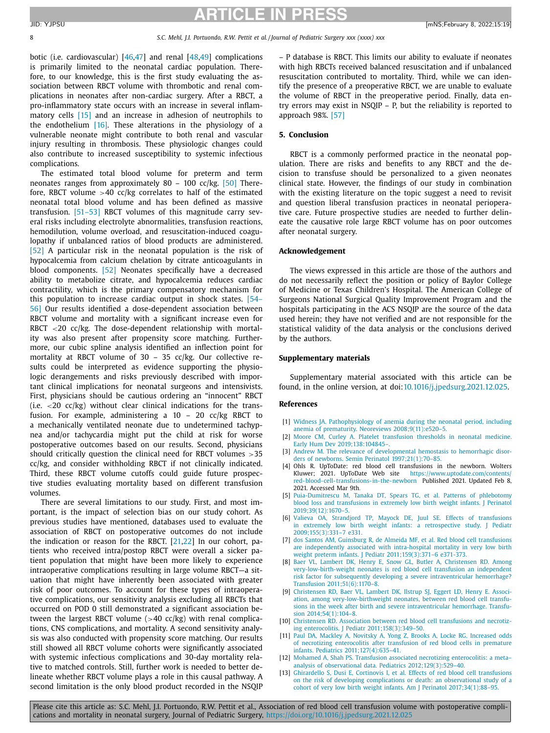botic (i.e. cardiovascular) [46,47] and renal [48,49] complications is primarily limited to the neonatal cardiac population. Therefore, to our knowledge, this is the first study evaluating the association between RBCT volume with thrombotic and renal complications in neonates after non-cardiac surgery. After a RBCT, a pro-inflammatory state occurs with an increase in several inflammatory cells [15] and an increase in adhesion of neutrophils to the endothelium [16]. These alterations in the physiology of a vulnerable neonate might contribute to both renal and vascular injury resulting in thrombosis. These physiologic changes could also contribute to increased susceptibility to systemic infectious complications.

The estimated total blood volume for preterm and term neonates ranges from approximately 80 – 100 cc/kg. [50] Therefore, RBCT volume >40 cc/kg correlates to half of the estimated neonatal total blood volume and has been defined as massive transfusion. [51–53] RBCT volumes of this magnitude carry several risks including electrolyte abnormalities, transfusion reactions, hemodilution, volume overload, and resuscitation-induced coagulopathy if unbalanced ratios of blood products are administered. [52] A particular risk in the neonatal population is the risk of hypocalcemia from calcium chelation by citrate anticoagulants in blood components. [52] Neonates specifically have a decreased ability to metabolize citrate, and hypocalcemia reduces cardiac contractility, which is the primary compensatory mechanism for this population to increase cardiac output in shock states. [54–56] Our results identified a dose-dependent association between RBCT volume and mortality with a significant increase even for RBCT <20 cc/kg. The dose-dependent relationship with mortality was also present after propensity score matching. Furthermore, our cubic spline analysis identified an inflection point for mortality at RBCT volume of 30 – 35 cc/kg. Our collective results could be interpreted as evidence supporting the physiologic derangements and risks previously described with important clinical implications for neonatal surgeons and intensivists. First, physicians should be cautious ordering an "innocent" RBCT (i.e. <20 cc/kg) without clear clinical indications for the transfusion. For example, administering a 10 – 20 cc/kg RBCT to a mechanically ventilated neonate due to undetermined tachypnea and/or tachycardia might put the child at risk for worse postoperative outcomes based on our results. Second, physicians should critically question the clinical need for RBCT volumes >35 cc/kg, and consider withholding RBCT if not clinically indicated. Third, these RBCT volume cutoffs could guide future prospective studies evaluating mortality based on different transfusion volumes.

There are several limitations to our study. First, and most important, is the impact of selection bias on our study cohort. As previous studies have mentioned, databases used to evaluate the association of RBCT on postoperative outcomes do not include the indication or reason for the RBCT. [21,22] In our cohort, patients who received intra/postop RBCT were overall a sicker patient population that might have been more likely to experience intraoperative complications resulting in large volume RBCT—a situation that might have inherently been associated with greater risk of poor outcomes. To account for these types of intraoperative complications, our sensitivity analysis excluding all RBCTs that occurred on POD 0 still demonstrated a significant association between the largest RBCT volume (>40 cc/kg) with renal complications, CNS complications, and mortality. A second sensitivity analysis was also conducted with propensity score matching. Our results still showed all RBCT volume cohorts were significantly associated with systemic infectious complications and 30-day mortality relative to matched controls. Still, further work is needed to better delineate whether RBCT volume plays a role in this causal pathway. A second limitation is the only blood product recorded in the NSQIP – P database is RBCT. This limits our ability to evaluate if neonates with high RBCTs received balanced resuscitation and if unbalanced resuscitation contributed to mortality. Third, while we can identify the presence of a preoperative RBCT, we are unable to evaluate the volume of RBCT in the preoperative period. Finally, data entry errors may exist in NSQIP – P, but the reliability is reported to approach 98%. [57]

## 5. Conclusion

RBCT is a commonly performed practice in the neonatal population. There are risks and benefits to any RBCT and the decision to transfuse should be personalized to a given neonates clinical state. However, the findings of our study in combination with the existing literature on the topic suggest a need to revisit and question liberal transfusion practices in neonatal perioperative care. Future prospective studies are needed to further delineate the causative role large RBCT volume has on poor outcomes after neonatal surgery.

## Acknowledgement

The views expressed in this article are those of the authors and do not necessarily reflect the position or policy of Baylor College of Medicine or Texas Children's Hospital. The American College of Surgeons National Surgical Quality Improvement Program and the hospitals participating in the ACS NSQIP are the source of the data used herein; they have not verified and are not responsible for the statistical validity of the data analysis or the conclusions derived by the authors.

## Supplementary materials

Supplementary material associated with this article can be found, in the online version, at doi:10.1016/j.jpedsurg.2021.12.025.

## References

[1] Widness JA. Pathophysiology of anemia during the neonatal period, including anemia of prematurity. Neoreviews 2008;9(11):e520–5.

[2] Moore CM, Curley A. Platelet transfusion thresholds in neonatal medicine. Early Hum Dev 2019;138:104845–.

[3] Andrew M. The relevance of developmental hemostasis to hemorrhagic disorders of newborns. Semin Perinatol 1997;21(1):70–85.

[4] Ohls R. UpToDate: red blood cell transfusions in the newborn. Wolters Kluwer; 2021. UpToDate Web site https://www.uptodate.com/contents/red-blood-cell-transfusions-in-the-newborn Published 2021. Updated Feb 8, 2021. Accessed Mar 9th.

[5] Puia-Dumitrescu M, Tanaka DT, Spears TG, et al. Patterns of phlebotomy blood loss and transfusions in extremely low birth weight infants. J Perinatol 2019;39(12):1670–5.

[6] Valieva OA, Strandjord TP, Mayock DE, Juul SE. Effects of transfusions in extremely low birth weight infants: a retrospective study. J Pediatr 2009;155(3):331–7 e331.

[7] dos Santos AM, Guinsburg R, de Almeida MF, et al. Red blood cell transfusions are independently associated with intra-hospital mortality in very low birth weight preterm infants. J Pediatr 2011;159(3):371–6 e371-373.

[8] Baer VL, Lambert DK, Henry E, Snow GL, Butler A, Christensen RD. Among very-low-birth-weight neonates is red blood cell transfusion an independent risk factor for subsequently developing a severe intraventricular hemorrhage? Transfusion 2011;51(6):1170–8.

[9] Christensen RD, Baer VL, Lambert DK, Ilstrup SJ, Eggert LD, Henry E. Association, among very-low-birthweight neonates, between red blood cell transfusions in the week after birth and severe intraventricular hemorrhage. Transfusion 2014;54(1):104–8.

[10] Christensen RD. Association between red blood cell transfusions and necrotizing enterocolitis. J Pediatr 2011;158(3):349–50.

[11] Paul DA, Mackley A, Novitsky A, Yong Z, Brooks A, Locke RG. Increased odds of necrotizing enterocolitis after transfusion of red blood cells in premature infants. Pediatrics 2011;127(4):635–41.

[12] Mohamed A, Shah PS. Transfusion associated necrotizing enterocolitis: a meta-analysis of observational data. Pediatrics 2012;129(3):529–40.

[13] Ghirardello S, Dusi E, Cortinovis I, et al. Effects of red blood cell transfusions on the risk of developing complications or death: an observational study of a cohort of very low birth weight infants. Am J Perinatol 2017;34(1):88–95.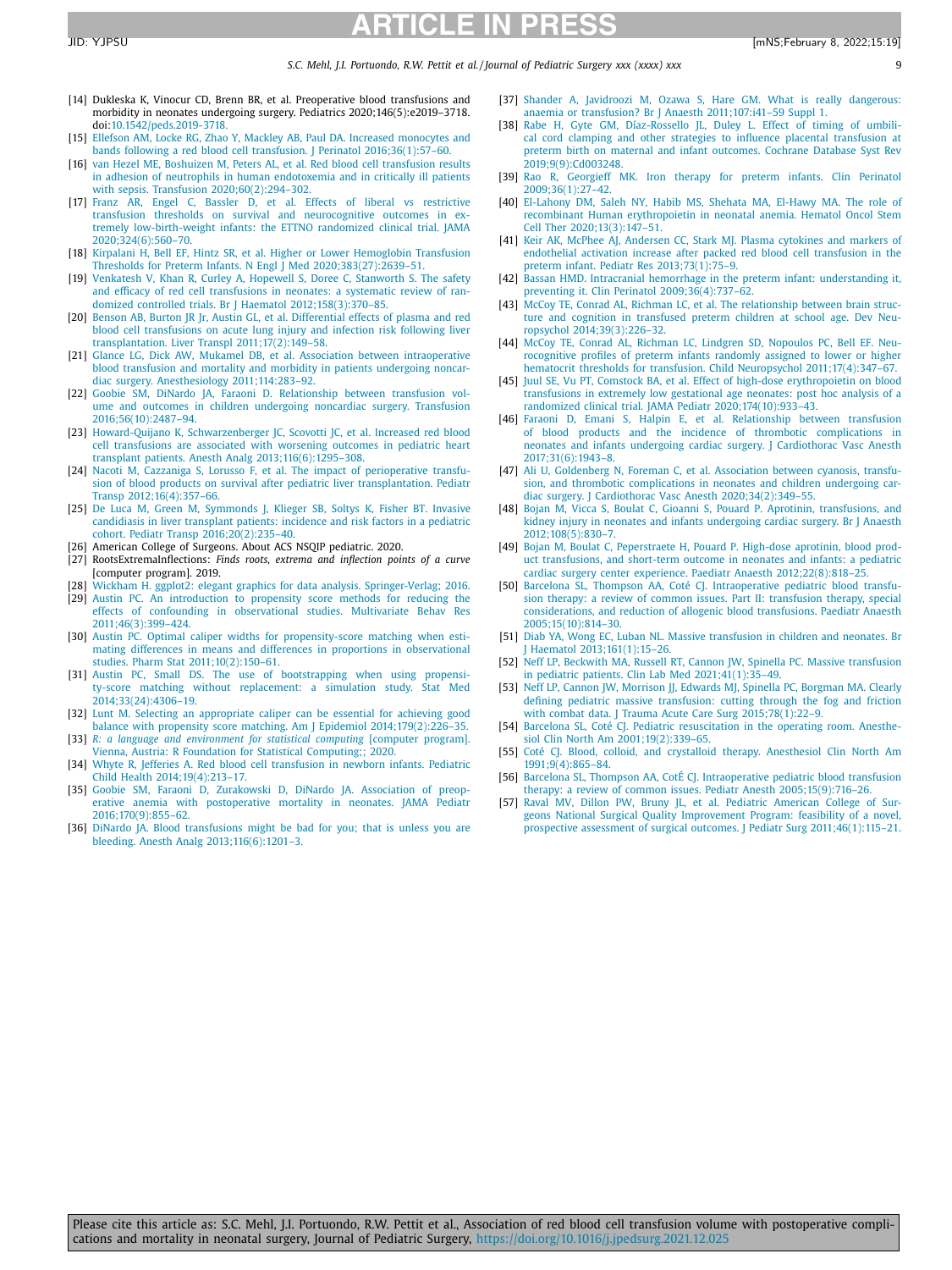[14] Dukleska K, Vinocur CD, Brenn BR, et al. Preoperative blood transfusions and morbidity in neonates undergoing surgery. Pediatrics 2020;146(5):e2019–3718. doi:10.1542/peds.2019-3718.

[15] Ellefson AM, Locke RG, Zhao Y, Mackley AB, Paul DA. Increased monocytes and bands following a red blood cell transfusion. J Perinatol 2016;36(1):57–60.

[16] van Hezel ME, Boshuizen M, Peters AL, et al. Red blood cell transfusion results in adhesion of neutrophils in human endotoxemia and in critically ill patients with sepsis. Transfusion 2020;60(2):294–302.

[17] Franz AR, Engel C, Bassler D, et al. Effects of liberal vs restrictive transfusion thresholds on survival and neurocognitive outcomes in extremely low-birth-weight infants: the ETTNO randomized clinical trial. JAMA 2020;324(6):560–70.

[18] Kirpalani H, Bell EF, Hintz SR, et al. Higher or Lower Hemoglobin Transfusion Thresholds for Preterm Infants. N Engl J Med 2020;383(27):2639–51.

[19] Venkatesh V, Khan R, Curley A, Hopewell S, Doree C, Stanworth S. The safety and efficacy of red cell transfusions in neonates: a systematic review of randomized controlled trials. Br J Haematol 2012;158(3):370–85.

[20] Benson AB, Burton JR Jr, Austin GL, et al. Differential effects of plasma and red blood cell transfusions on acute lung injury and infection risk following liver transplantation. Liver Transpl 2011;17(2):149–58.

[21] Glance LG, Dick AW, Mukamel DB, et al. Association between intraoperative blood transfusion and mortality and morbidity in patients undergoing noncardiac surgery. Anesthesiology 2011;114:283–92.

[22] Goobie SM, DiNardo JA, Faraoni D. Relationship between transfusion volume and outcomes in children undergoing noncardiac surgery. Transfusion 2016;56(10):2487–94.

[23] Howard-Quijano K, Schwarzenberger JC, Scovotti JC, et al. Increased red blood cell transfusions are associated with worsening outcomes in pediatric heart transplant patients. Anesth Analg 2013;116(6):1295–308.

[24] Nacoti M, Cazzaniga S, Lorusso F, et al. The impact of perioperative transfusion of blood products on survival after pediatric liver transplantation. Pediatr Transp 2012;16(4):357–66.

[25] De Luca M, Green M, Symmonds J, Klieger SB, Soltys K, Fisher BT. Invasive candidiasis in liver transplant patients: incidence and risk factors in a pediatric cohort. Pediatr Transp 2016;20(2):235–40.

[26] American College of Surgeons. About ACS NSQIP pediatric. 2020.

[27] RootsExtremaInflections: *Finds roots, extrema and inflection points of a curve* [computer program]. 2019.

[28] Wickham H. ggplot2: elegant graphics for data analysis. Springer-Verlag; 2016.

[29] Austin PC. An introduction to propensity score methods for reducing the effects of confounding in observational studies. Multivariate Behav Res 2011;46(3):399–424.

[30] Austin PC. Optimal caliper widths for propensity-score matching when estimating differences in means and differences in proportions in observational studies. Pharm Stat 2011;10(2):150–61.

[31] Austin PC, Small DS. The use of bootstrapping when using propensity-score matching without replacement: a simulation study. Stat Med 2014;33(24):4306–19.

[32] Lunt M. Selecting an appropriate caliper can be essential for achieving good balance with propensity score matching. Am J Epidemiol 2014;179(2):226–35.

[33] *R: a language and environment for statistical computing* [computer program]. Vienna, Austria: R Foundation for Statistical Computing;; 2020.

[34] Whyte R, Jefferies A. Red blood cell transfusion in newborn infants. Pediatric Child Health 2014;19(4):213–17.

[35] Goobie SM, Faraoni D, Zurakowski D, DiNardo JA. Association of preoperative anemia with postoperative mortality in neonates. JAMA Pediatr 2016;170(9):855–62.

[36] DiNardo JA. Blood transfusions might be bad for you; that is unless you are bleeding. Anesth Analg 2013;116(6):1201–3.

[37] Shander A, Javidroozi M, Ozawa S, Hare GM. What is really dangerous: anaemia or transfusion? Br J Anaesth 2011;107:i41–59 Suppl 1.

[38] Rabe H, Gyte GM, Díaz-Rossello JL, Duley L. Effect of timing of umbilical cord clamping and other strategies to influence placental transfusion at preterm birth on maternal and infant outcomes. Cochrane Database Syst Rev 2019;9(9):Cd003248.

[39] Rao R, Georgieff MK. Iron therapy for preterm infants. Clin Perinatol 2009;36(1):27–42.

[40] El-Lahony DM, Saleh NY, Habib MS, Shehata MA, El-Hawy MA. The role of recombinant Human erythropoietin in neonatal anemia. Hematol Oncol Stem Cell Ther 2020;13(3):147–51.

[41] Keir AK, McPhee AJ, Andersen CC, Stark MJ. Plasma cytokines and markers of endothelial activation increase after packed red blood cell transfusion in the preterm infant. Pediatr Res 2013;73(1):75–9.

[42] Bassan HMD. Intracranial hemorrhage in the preterm infant: understanding it, preventing it. Clin Perinatol 2009;36(4):737–62.

[43] McCoy TE, Conrad AL, Richman LC, et al. The relationship between brain structure and cognition in transfused preterm children at school age. Dev Neuropsychol 2014;39(3):226–32.

[44] McCoy TE, Conrad AL, Richman LC, Lindgren SD, Nopoulos PC, Bell EF. Neurocognitive profiles of preterm infants randomly assigned to lower or higher hematocrit thresholds for transfusion. Child Neuropsychol 2011;17(4):347–67.

[45] Juul SE, Vu PT, Comstock BA, et al. Effect of high-dose erythropoietin on blood transfusions in extremely low gestational age neonates: post hoc analysis of a randomized clinical trial. JAMA Pediatr 2020;174(10):933–43.

[46] Faraoni D, Emani S, Halpin E, et al. Relationship between transfusion of blood products and the incidence of thrombotic complications in neonates and infants undergoing cardiac surgery. J Cardiothorac Vasc Anesth 2017;31(6):1943–8.

[47] Ali U, Goldenberg N, Foreman C, et al. Association between cyanosis, transfusion, and thrombotic complications in neonates and children undergoing cardiac surgery. J Cardiothorac Vasc Anesth 2020;34(2):349–55.

[48] Bojan M, Vicca S, Boulat C, Gioanni S, Pouard P. Aprotinin, transfusions, and kidney injury in neonates and infants undergoing cardiac surgery. Br J Anaesth 2012;108(5):830–7.

[49] Bojan M, Boulat C, Peperstraete H, Pouard P. High-dose aprotinin, blood product transfusions, and short-term outcome in neonates and infants: a pediatric cardiac surgery center experience. Paediatr Anaesth 2012;22(8):818–25.

[50] Barcelona SL, Thompson AA, Coté CJ. Intraoperative pediatric blood transfusion therapy: a review of common issues. Part II: transfusion therapy, special considerations, and reduction of allogenic blood transfusions. Paediatr Anaesth 2005;15(10):814–30.

[51] Diab YA, Wong EC, Luban NL. Massive transfusion in children and neonates. Br J Haematol 2013;161(1):15–26.

[52] Neff LP, Beckwith MA, Russell RT, Cannon JW, Spinella PC. Massive transfusion in pediatric patients. Clin Lab Med 2021;41(1):35–49.

[53] Neff LP, Cannon JW, Morrison JJ, Edwards MJ, Spinella PC, Borgman MA. Clearly defining pediatric massive transfusion: cutting through the fog and friction with combat data. J Trauma Acute Care Surg 2015;78(1):22–9.

[54] Barcelona SL, Coté CJ. Pediatric resuscitation in the operating room. Anesthesiol Clin North Am 2001;19(2):339–65.

[55] Coté CJ. Blood, colloid, and crystalloid therapy. Anesthesiol Clin North Am 1991;9(4):865–84.

[56] Barcelona SL, Thompson AA, CotÉ CJ. Intraoperative pediatric blood transfusion therapy: a review of common issues. Pediatr Anesth 2005;15(9):716–26.

[57] Raval MV, Dillon PW, Bruny JL, et al. Pediatric American College of Surgeons National Surgical Quality Improvement Program: feasibility of a novel, prospective assessment of surgical outcomes. J Pediatr Surg 2011;46(1):115–21.